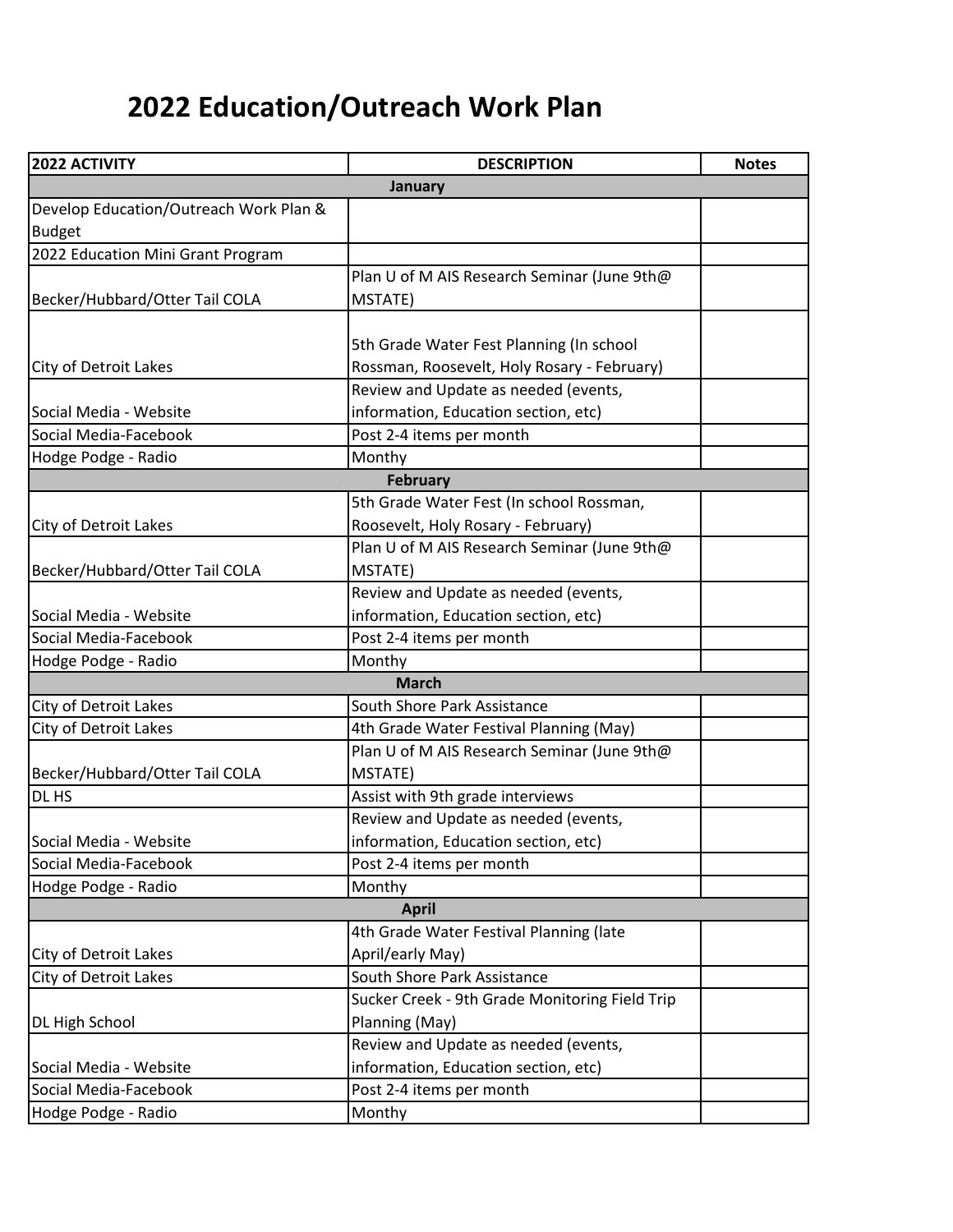# 2022 Education/Outreach Work Plan

| 2022 ACTIVITY | DESCRIPTION | Notes |
|---|---|---|
| **January** | | |
| Develop Education/Outreach Work Plan & Budget | | |
| 2022 Education Mini Grant Program | | |
| Becker/Hubbard/Otter Tail COLA | Plan U of M AIS Research Seminar (June 9th@ MSTATE) | |
| City of Detroit Lakes | 5th Grade Water Fest Planning (In school Rossman, Roosevelt, Holy Rosary - February) | |
| Social Media - Website | Review and Update as needed (events, information, Education section, etc) | |
| Social Media-Facebook | Post 2-4 items per month | |
| Hodge Podge - Radio | Monthy | |
| **February** | | |
| City of Detroit Lakes | 5th Grade Water Fest (In school Rossman, Roosevelt, Holy Rosary - February) | |
| Becker/Hubbard/Otter Tail COLA | Plan U of M AIS Research Seminar (June 9th@ MSTATE) | |
| Social Media - Website | Review and Update as needed (events, information, Education section, etc) | |
| Social Media-Facebook | Post 2-4 items per month | |
| Hodge Podge - Radio | Monthy | |
| **March** | | |
| City of Detroit Lakes | South Shore Park Assistance | |
| City of Detroit Lakes | 4th Grade Water Festival Planning (May) | |
| Becker/Hubbard/Otter Tail COLA | Plan U of M AIS Research Seminar (June 9th@ MSTATE) | |
| DL HS | Assist with 9th grade interviews | |
| Social Media - Website | Review and Update as needed (events, information, Education section, etc) | |
| Social Media-Facebook | Post 2-4 items per month | |
| Hodge Podge - Radio | Monthy | |
| **April** | | |
| City of Detroit Lakes | 4th Grade Water Festival Planning (late April/early May) | |
| City of Detroit Lakes | South Shore Park Assistance | |
| DL High School | Sucker Creek - 9th Grade Monitoring Field Trip Planning (May) | |
| Social Media - Website | Review and Update as needed (events, information, Education section, etc) | |
| Social Media-Facebook | Post 2-4 items per month | |
| Hodge Podge - Radio | Monthy | |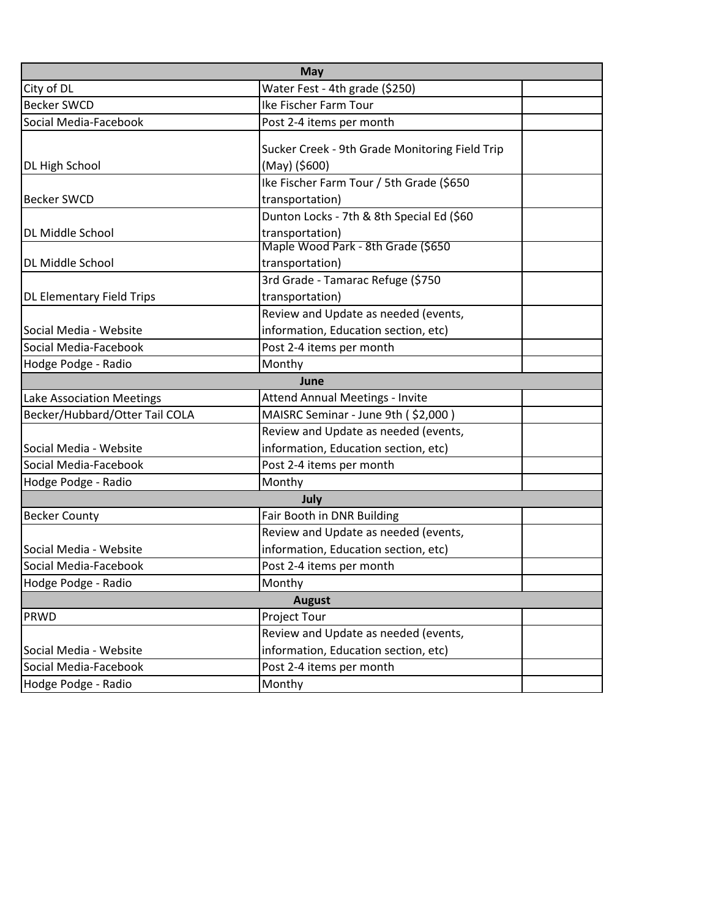| May | | |
|---|---|---|
| City of DL | Water Fest - 4th grade ($250) | |
| Becker SWCD | Ike Fischer Farm Tour | |
| Social Media-Facebook | Post 2-4 items per month | |
| DL High School | Sucker Creek - 9th Grade Monitoring Field Trip (May) ($600) | |
| Becker SWCD | Ike Fischer Farm Tour / 5th Grade ($650 transportation) | |
| DL Middle School | Dunton Locks - 7th & 8th Special Ed ($60 transportation) | |
| DL Middle School | Maple Wood Park - 8th Grade ($650 transportation) | |
| DL Elementary Field Trips | 3rd Grade - Tamarac Refuge ($750 transportation) | |
| Social Media - Website | Review and Update as needed (events, information, Education section, etc) | |
| Social Media-Facebook | Post 2-4 items per month | |
| Hodge Podge - Radio | Monthy | |
| **June** | | |
| Lake Association Meetings | Attend Annual Meetings - Invite | |
| Becker/Hubbard/Otter Tail COLA | MAISRC Seminar - June 9th ( $2,000 ) | |
| Social Media - Website | Review and Update as needed (events, information, Education section, etc) | |
| Social Media-Facebook | Post 2-4 items per month | |
| Hodge Podge - Radio | Monthy | |
| **July** | | |
| Becker County | Fair Booth in DNR Building | |
| Social Media - Website | Review and Update as needed (events, information, Education section, etc) | |
| Social Media-Facebook | Post 2-4 items per month | |
| Hodge Podge - Radio | Monthy | |
| **August** | | |
| PRWD | Project Tour | |
| Social Media - Website | Review and Update as needed (events, information, Education section, etc) | |
| Social Media-Facebook | Post 2-4 items per month | |
| Hodge Podge - Radio | Monthy | |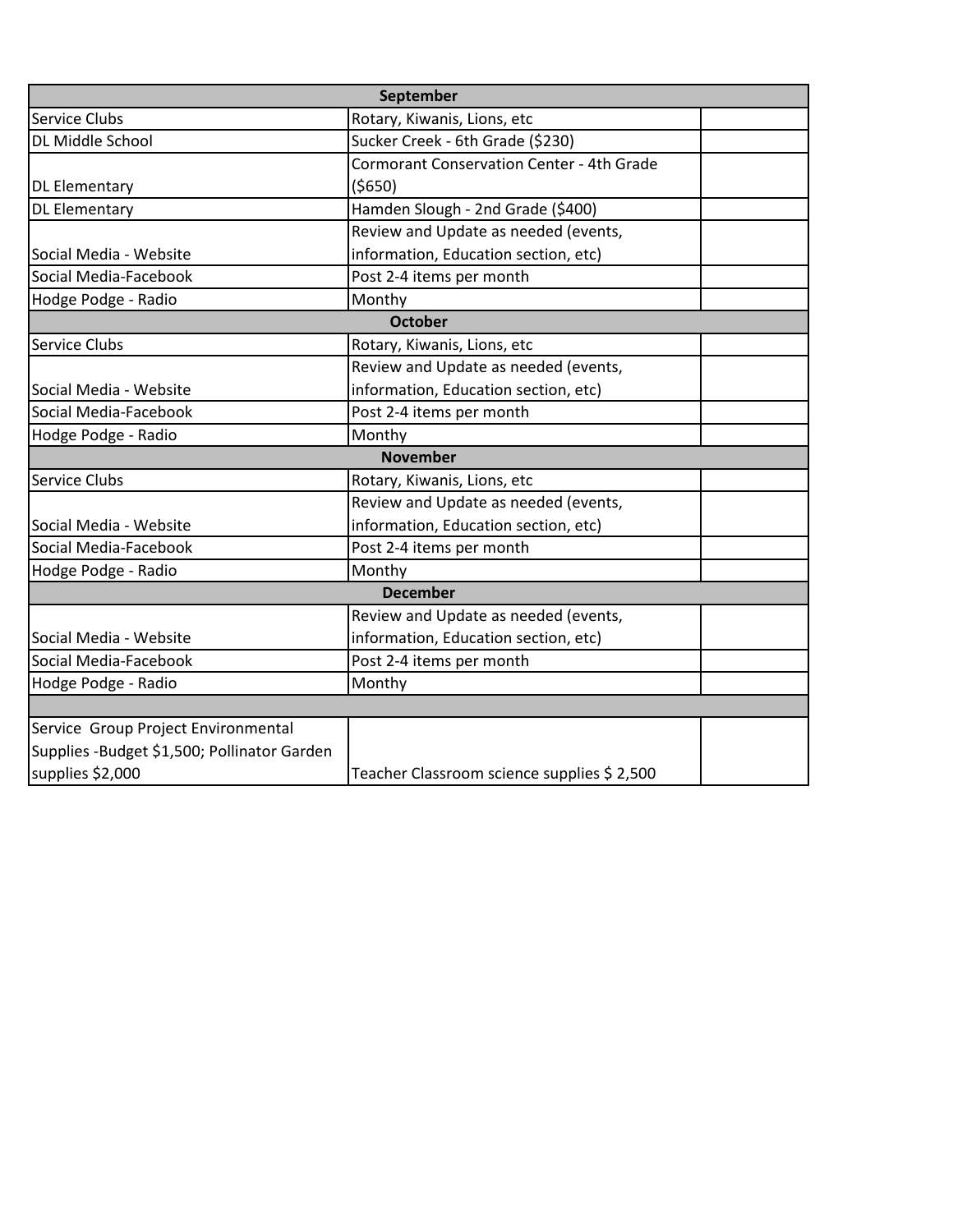| | | |
|---|---|---|
| **September** | | |
| Service Clubs | Rotary, Kiwanis, Lions, etc | |
| DL Middle School | Sucker Creek - 6th Grade ($230) | |
| DL Elementary | Cormorant Conservation Center - 4th Grade ($650) | |
| DL Elementary | Hamden Slough - 2nd Grade ($400) | |
| Social Media - Website | Review and Update as needed (events, information, Education section, etc) | |
| Social Media-Facebook | Post 2-4 items per month | |
| Hodge Podge - Radio | Monthy | |
| **October** | | |
| Service Clubs | Rotary, Kiwanis, Lions, etc | |
| Social Media - Website | Review and Update as needed (events, information, Education section, etc) | |
| Social Media-Facebook | Post 2-4 items per month | |
| Hodge Podge - Radio | Monthy | |
| **November** | | |
| Service Clubs | Rotary, Kiwanis, Lions, etc | |
| Social Media - Website | Review and Update as needed (events, information, Education section, etc) | |
| Social Media-Facebook | Post 2-4 items per month | |
| Hodge Podge - Radio | Monthy | |
| **December** | | |
| Social Media - Website | Review and Update as needed (events, information, Education section, etc) | |
| Social Media-Facebook | Post 2-4 items per month | |
| Hodge Podge - Radio | Monthy | |
| | | |
| Service Group Project Environmental Supplies -Budget $1,500; Pollinator Garden supplies $2,000 | Teacher Classroom science supplies $ 2,500 | |